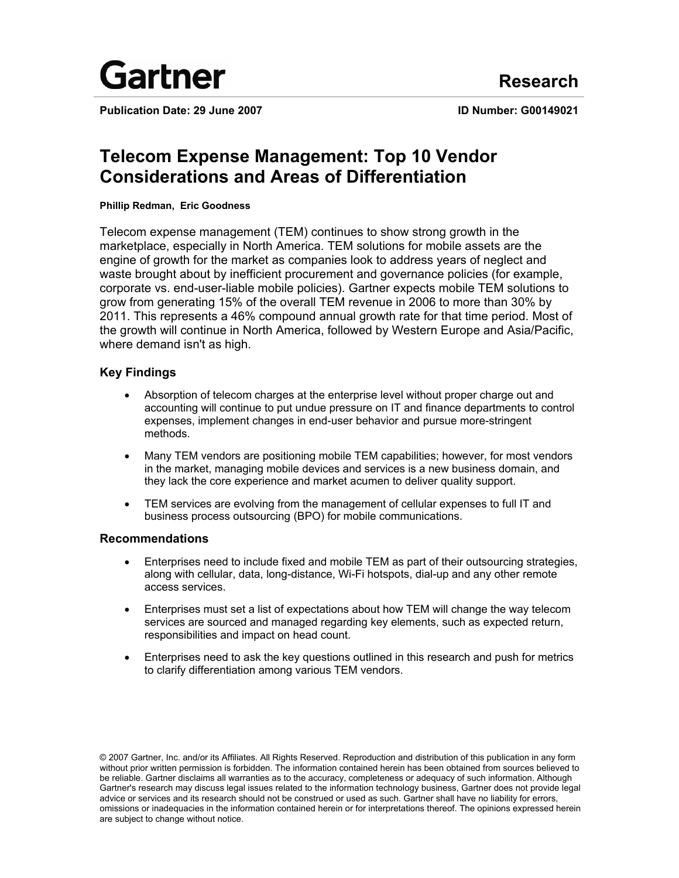Gartner

Research

**Publication Date: 29 June 2007** **ID Number: G00149021**

# Telecom Expense Management: Top 10 Vendor Considerations and Areas of Differentiation

**Phillip Redman, Eric Goodness**

Telecom expense management (TEM) continues to show strong growth in the marketplace, especially in North America. TEM solutions for mobile assets are the engine of growth for the market as companies look to address years of neglect and waste brought about by inefficient procurement and governance policies (for example, corporate vs. end-user-liable mobile policies). Gartner expects mobile TEM solutions to grow from generating 15% of the overall TEM revenue in 2006 to more than 30% by 2011. This represents a 46% compound annual growth rate for that time period. Most of the growth will continue in North America, followed by Western Europe and Asia/Pacific, where demand isn't as high.

### Key Findings

- Absorption of telecom charges at the enterprise level without proper charge out and accounting will continue to put undue pressure on IT and finance departments to control expenses, implement changes in end-user behavior and pursue more-stringent methods.
- Many TEM vendors are positioning mobile TEM capabilities; however, for most vendors in the market, managing mobile devices and services is a new business domain, and they lack the core experience and market acumen to deliver quality support.
- TEM services are evolving from the management of cellular expenses to full IT and business process outsourcing (BPO) for mobile communications.

### Recommendations

- Enterprises need to include fixed and mobile TEM as part of their outsourcing strategies, along with cellular, data, long-distance, Wi-Fi hotspots, dial-up and any other remote access services.
- Enterprises must set a list of expectations about how TEM will change the way telecom services are sourced and managed regarding key elements, such as expected return, responsibilities and impact on head count.
- Enterprises need to ask the key questions outlined in this research and push for metrics to clarify differentiation among various TEM vendors.

© 2007 Gartner, Inc. and/or its Affiliates. All Rights Reserved. Reproduction and distribution of this publication in any form without prior written permission is forbidden. The information contained herein has been obtained from sources believed to be reliable. Gartner disclaims all warranties as to the accuracy, completeness or adequacy of such information. Although Gartner's research may discuss legal issues related to the information technology business, Gartner does not provide legal advice or services and its research should not be construed or used as such. Gartner shall have no liability for errors, omissions or inadequacies in the information contained herein or for interpretations thereof. The opinions expressed herein are subject to change without notice.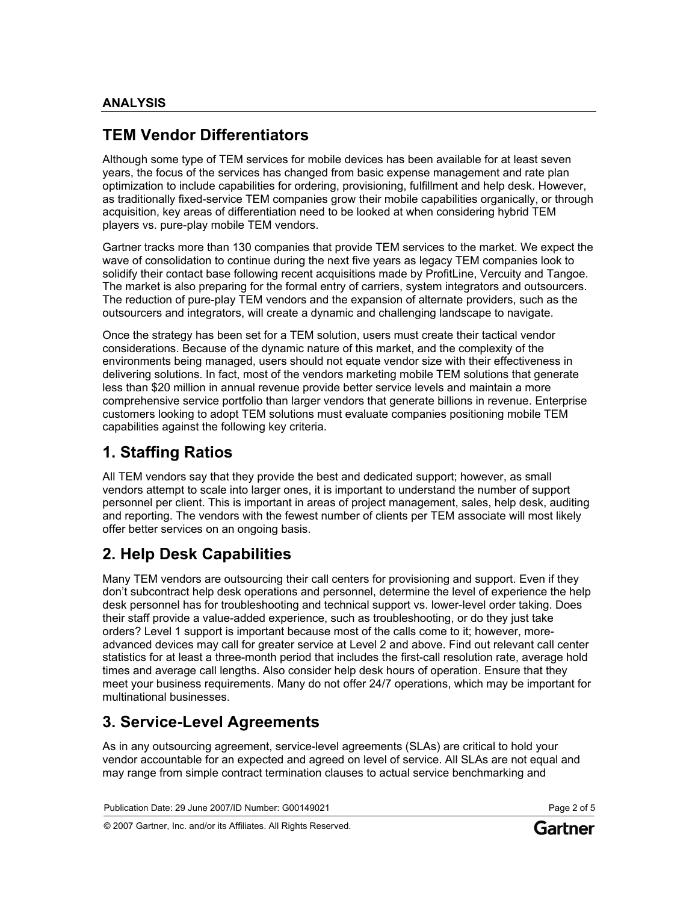## ANALYSIS

## TEM Vendor Differentiators

Although some type of TEM services for mobile devices has been available for at least seven years, the focus of the services has changed from basic expense management and rate plan optimization to include capabilities for ordering, provisioning, fulfillment and help desk. However, as traditionally fixed-service TEM companies grow their mobile capabilities organically, or through acquisition, key areas of differentiation need to be looked at when considering hybrid TEM players vs. pure-play mobile TEM vendors.

Gartner tracks more than 130 companies that provide TEM services to the market. We expect the wave of consolidation to continue during the next five years as legacy TEM companies look to solidify their contact base following recent acquisitions made by ProfitLine, Vercuity and Tangoe. The market is also preparing for the formal entry of carriers, system integrators and outsourcers. The reduction of pure-play TEM vendors and the expansion of alternate providers, such as the outsourcers and integrators, will create a dynamic and challenging landscape to navigate.

Once the strategy has been set for a TEM solution, users must create their tactical vendor considerations. Because of the dynamic nature of this market, and the complexity of the environments being managed, users should not equate vendor size with their effectiveness in delivering solutions. In fact, most of the vendors marketing mobile TEM solutions that generate less than $20 million in annual revenue provide better service levels and maintain a more comprehensive service portfolio than larger vendors that generate billions in revenue. Enterprise customers looking to adopt TEM solutions must evaluate companies positioning mobile TEM capabilities against the following key criteria.

## 1. Staffing Ratios

All TEM vendors say that they provide the best and dedicated support; however, as small vendors attempt to scale into larger ones, it is important to understand the number of support personnel per client. This is important in areas of project management, sales, help desk, auditing and reporting. The vendors with the fewest number of clients per TEM associate will most likely offer better services on an ongoing basis.

## 2. Help Desk Capabilities

Many TEM vendors are outsourcing their call centers for provisioning and support. Even if they don't subcontract help desk operations and personnel, determine the level of experience the help desk personnel has for troubleshooting and technical support vs. lower-level order taking. Does their staff provide a value-added experience, such as troubleshooting, or do they just take orders? Level 1 support is important because most of the calls come to it; however, more-advanced devices may call for greater service at Level 2 and above. Find out relevant call center statistics for at least a three-month period that includes the first-call resolution rate, average hold times and average call lengths. Also consider help desk hours of operation. Ensure that they meet your business requirements. Many do not offer 24/7 operations, which may be important for multinational businesses.

## 3. Service-Level Agreements

As in any outsourcing agreement, service-level agreements (SLAs) are critical to hold your vendor accountable for an expected and agreed on level of service. All SLAs are not equal and may range from simple contract termination clauses to actual service benchmarking and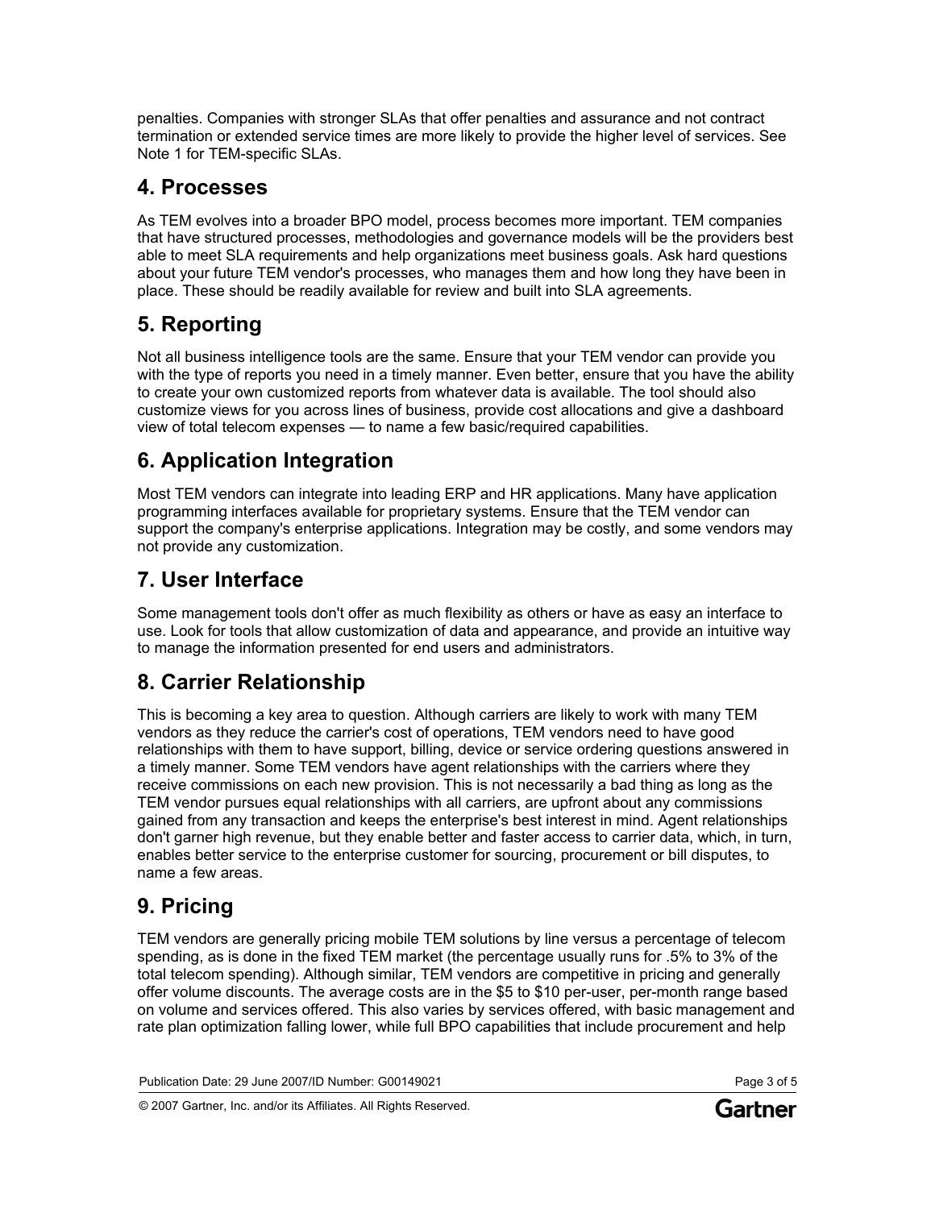penalties. Companies with stronger SLAs that offer penalties and assurance and not contract termination or extended service times are more likely to provide the higher level of services. See Note 1 for TEM-specific SLAs.

## 4. Processes

As TEM evolves into a broader BPO model, process becomes more important. TEM companies that have structured processes, methodologies and governance models will be the providers best able to meet SLA requirements and help organizations meet business goals. Ask hard questions about your future TEM vendor's processes, who manages them and how long they have been in place. These should be readily available for review and built into SLA agreements.

## 5. Reporting

Not all business intelligence tools are the same. Ensure that your TEM vendor can provide you with the type of reports you need in a timely manner. Even better, ensure that you have the ability to create your own customized reports from whatever data is available. The tool should also customize views for you across lines of business, provide cost allocations and give a dashboard view of total telecom expenses — to name a few basic/required capabilities.

## 6. Application Integration

Most TEM vendors can integrate into leading ERP and HR applications. Many have application programming interfaces available for proprietary systems. Ensure that the TEM vendor can support the company's enterprise applications. Integration may be costly, and some vendors may not provide any customization.

## 7. User Interface

Some management tools don't offer as much flexibility as others or have as easy an interface to use. Look for tools that allow customization of data and appearance, and provide an intuitive way to manage the information presented for end users and administrators.

## 8. Carrier Relationship

This is becoming a key area to question. Although carriers are likely to work with many TEM vendors as they reduce the carrier's cost of operations, TEM vendors need to have good relationships with them to have support, billing, device or service ordering questions answered in a timely manner. Some TEM vendors have agent relationships with the carriers where they receive commissions on each new provision. This is not necessarily a bad thing as long as the TEM vendor pursues equal relationships with all carriers, are upfront about any commissions gained from any transaction and keeps the enterprise's best interest in mind. Agent relationships don't garner high revenue, but they enable better and faster access to carrier data, which, in turn, enables better service to the enterprise customer for sourcing, procurement or bill disputes, to name a few areas.

## 9. Pricing

TEM vendors are generally pricing mobile TEM solutions by line versus a percentage of telecom spending, as is done in the fixed TEM market (the percentage usually runs for .5% to 3% of the total telecom spending). Although similar, TEM vendors are competitive in pricing and generally offer volume discounts. The average costs are in the $5 to $10 per-user, per-month range based on volume and services offered. This also varies by services offered, with basic management and rate plan optimization falling lower, while full BPO capabilities that include procurement and help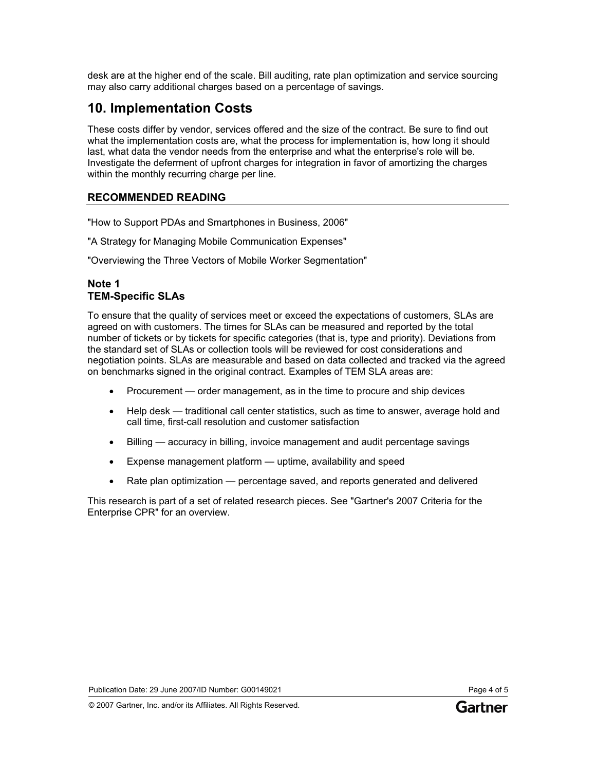desk are at the higher end of the scale. Bill auditing, rate plan optimization and service sourcing may also carry additional charges based on a percentage of savings.

## 10. Implementation Costs

These costs differ by vendor, services offered and the size of the contract. Be sure to find out what the implementation costs are, what the process for implementation is, how long it should last, what data the vendor needs from the enterprise and what the enterprise's role will be. Investigate the deferment of upfront charges for integration in favor of amortizing the charges within the monthly recurring charge per line.

### RECOMMENDED READING

"How to Support PDAs and Smartphones in Business, 2006"

"A Strategy for Managing Mobile Communication Expenses"

"Overviewing the Three Vectors of Mobile Worker Segmentation"

### Note 1
### TEM-Specific SLAs

To ensure that the quality of services meet or exceed the expectations of customers, SLAs are agreed on with customers. The times for SLAs can be measured and reported by the total number of tickets or by tickets for specific categories (that is, type and priority). Deviations from the standard set of SLAs or collection tools will be reviewed for cost considerations and negotiation points. SLAs are measurable and based on data collected and tracked via the agreed on benchmarks signed in the original contract. Examples of TEM SLA areas are:

- Procurement — order management, as in the time to procure and ship devices
- Help desk — traditional call center statistics, such as time to answer, average hold and call time, first-call resolution and customer satisfaction
- Billing — accuracy in billing, invoice management and audit percentage savings
- Expense management platform — uptime, availability and speed
- Rate plan optimization — percentage saved, and reports generated and delivered

This research is part of a set of related research pieces. See "Gartner's 2007 Criteria for the Enterprise CPR" for an overview.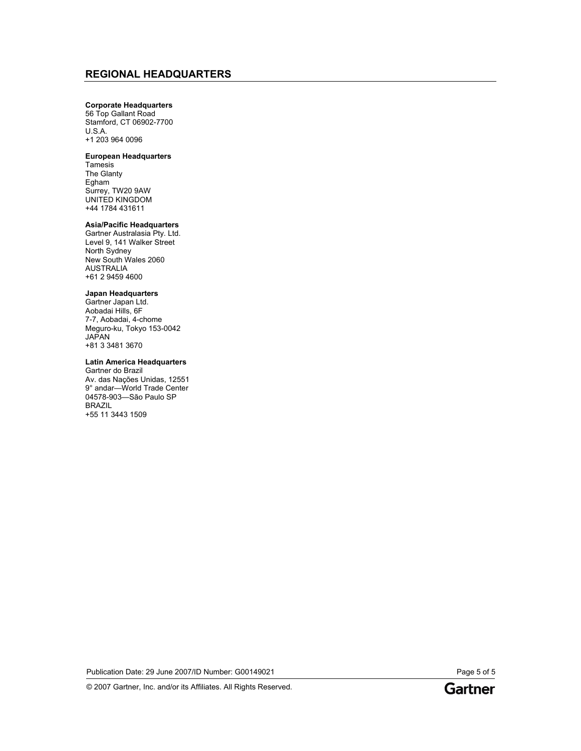## REGIONAL HEADQUARTERS

**Corporate Headquarters**
56 Top Gallant Road
Stamford, CT 06902-7700
U.S.A.
+1 203 964 0096

**European Headquarters**
Tamesis
The Glanty
Egham
Surrey, TW20 9AW
UNITED KINGDOM
+44 1784 431611

**Asia/Pacific Headquarters**
Gartner Australasia Pty. Ltd.
Level 9, 141 Walker Street
North Sydney
New South Wales 2060
AUSTRALIA
+61 2 9459 4600

**Japan Headquarters**
Gartner Japan Ltd.
Aobadai Hills, 6F
7-7, Aobadai, 4-chome
Meguro-ku, Tokyo 153-0042
JAPAN
+81 3 3481 3670

**Latin America Headquarters**
Gartner do Brazil
Av. das Nações Unidas, 12551
9° andar—World Trade Center
04578-903—São Paulo SP
BRAZIL
+55 11 3443 1509